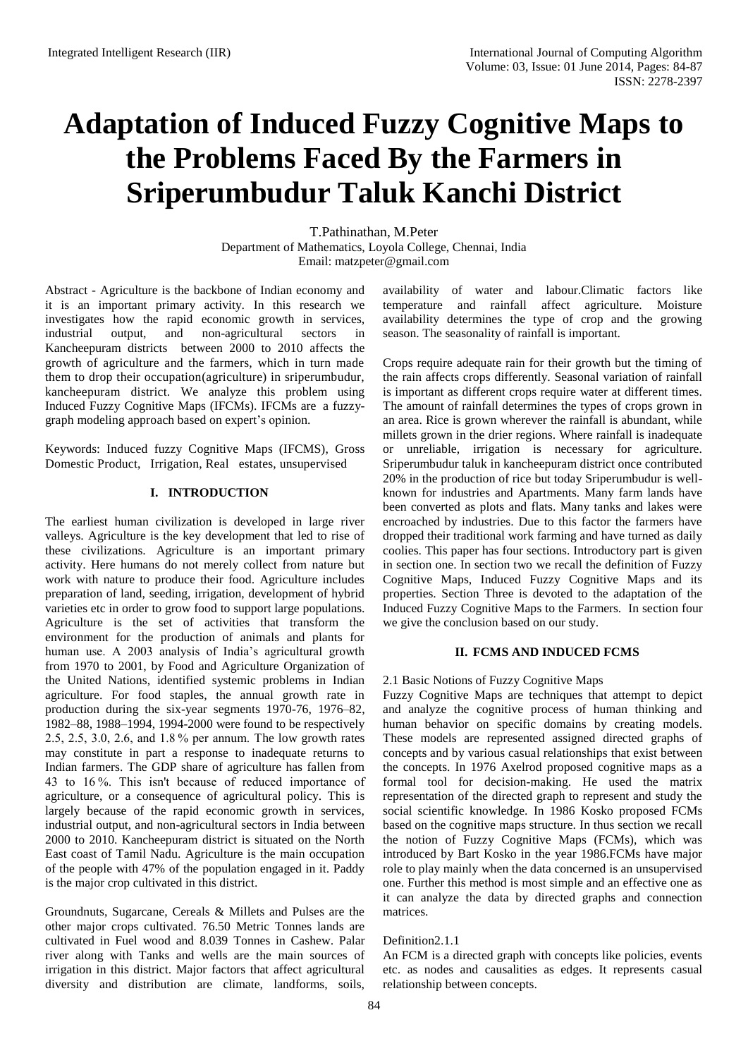// Title
# Adaptation of Induced Fuzzy Cognitive Maps to the Problems Faced By the Farmers in Sriperumbudur Taluk Kanchi District

T.Pathinathan, M.Peter
Department of Mathematics, Loyola College, Chennai, India
Email: matzpeter@gmail.com

Abstract - Agriculture is the backbone of Indian economy and it is an important primary activity. In this research we investigates how the rapid economic growth in services, industrial output, and non-agricultural sectors in Kancheepuram districts between 2000 to 2010 affects the growth of agriculture and the farmers, which in turn made them to drop their occupation(agriculture) in sriperumbudur, kancheepuram district. We analyze this problem using Induced Fuzzy Cognitive Maps (IFCMs). IFCMs are a fuzzy-graph modeling approach based on expert's opinion.

Keywords: Induced fuzzy Cognitive Maps (IFCMS), Gross Domestic Product, Irrigation, Real estates, unsupervised

## I. INTRODUCTION

The earliest human civilization is developed in large river valleys. Agriculture is the key development that led to rise of these civilizations. Agriculture is an important primary activity. Here humans do not merely collect from nature but work with nature to produce their food. Agriculture includes preparation of land, seeding, irrigation, development of hybrid varieties etc in order to grow food to support large populations. Agriculture is the set of activities that transform the environment for the production of animals and plants for human use. A 2003 analysis of India's agricultural growth from 1970 to 2001, by Food and Agriculture Organization of the United Nations, identified systemic problems in Indian agriculture. For food staples, the annual growth rate in production during the six-year segments 1970-76, 1976–82, 1982–88, 1988–1994, 1994-2000 were found to be respectively 2.5, 2.5, 3.0, 2.6, and 1.8 % per annum. The low growth rates may constitute in part a response to inadequate returns to Indian farmers. The GDP share of agriculture has fallen from 43 to 16 %. This isn't because of reduced importance of agriculture, or a consequence of agricultural policy. This is largely because of the rapid economic growth in services, industrial output, and non-agricultural sectors in India between 2000 to 2010. Kancheepuram district is situated on the North East coast of Tamil Nadu. Agriculture is the main occupation of the people with 47% of the population engaged in it. Paddy is the major crop cultivated in this district.

Groundnuts, Sugarcane, Cereals & Millets and Pulses are the other major crops cultivated. 76.50 Metric Tonnes lands are cultivated in Fuel wood and 8.039 Tonnes in Cashew. Palar river along with Tanks and wells are the main sources of irrigation in this district. Major factors that affect agricultural diversity and distribution are climate, landforms, soils, availability of water and labour.Climatic factors like temperature and rainfall affect agriculture. Moisture availability determines the type of crop and the growing season. The seasonality of rainfall is important.

Crops require adequate rain for their growth but the timing of the rain affects crops differently. Seasonal variation of rainfall is important as different crops require water at different times. The amount of rainfall determines the types of crops grown in an area. Rice is grown wherever the rainfall is abundant, while millets grown in the drier regions. Where rainfall is inadequate or unreliable, irrigation is necessary for agriculture. Sriperumbudur taluk in kancheepuram district once contributed 20% in the production of rice but today Sriperumbudur is well-known for industries and Apartments. Many farm lands have been converted as plots and flats. Many tanks and lakes were encroached by industries. Due to this factor the farmers have dropped their traditional work farming and have turned as daily coolies. This paper has four sections. Introductory part is given in section one. In section two we recall the definition of Fuzzy Cognitive Maps, Induced Fuzzy Cognitive Maps and its properties. Section Three is devoted to the adaptation of the Induced Fuzzy Cognitive Maps to the Farmers. In section four we give the conclusion based on our study.

## II. FCMS AND INDUCED FCMS

### 2.1 Basic Notions of Fuzzy Cognitive Maps

Fuzzy Cognitive Maps are techniques that attempt to depict and analyze the cognitive process of human thinking and human behavior on specific domains by creating models. These models are represented assigned directed graphs of concepts and by various casual relationships that exist between the concepts. In 1976 Axelrod proposed cognitive maps as a formal tool for decision-making. He used the matrix representation of the directed graph to represent and study the social scientific knowledge. In 1986 Kosko proposed FCMs based on the cognitive maps structure. In thus section we recall the notion of Fuzzy Cognitive Maps (FCMs), which was introduced by Bart Kosko in the year 1986.FCMs have major role to play mainly when the data concerned is an unsupervised one. Further this method is most simple and an effective one as it can analyze the data by directed graphs and connection matrices.

Definition2.1.1

An FCM is a directed graph with concepts like policies, events etc. as nodes and causalities as edges. It represents casual relationship between concepts.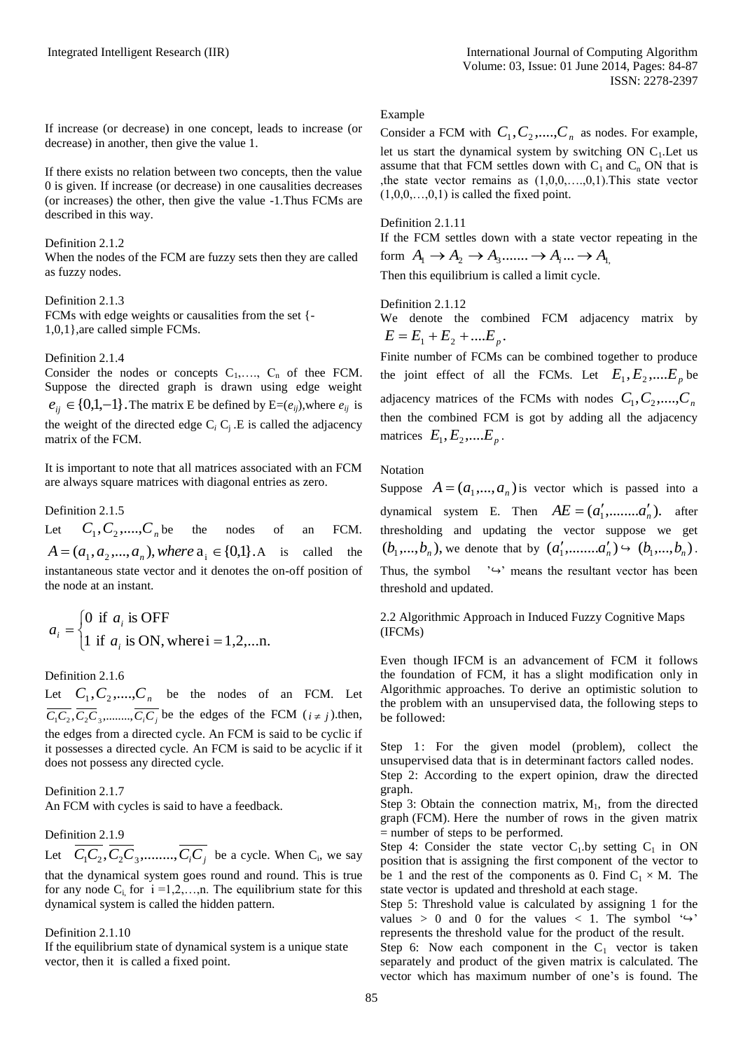If increase (or decrease) in one concept, leads to increase (or decrease) in another, then give the value 1.

If there exists no relation between two concepts, then the value 0 is given. If increase (or decrease) in one causalities decreases (or increases) the other, then give the value -1.Thus FCMs are described in this way.

Definition 2.1.2
When the nodes of the FCM are fuzzy sets then they are called as fuzzy nodes.

Definition 2.1.3
FCMs with edge weights or causalities from the set {-1,0,1},are called simple FCMs.

Definition 2.1.4
Consider the nodes or concepts $C_1$,…., $C_n$ of thee FCM. Suppose the directed graph is drawn using edge weight $e_{ij} \in \{0,1,-1\}$. The matrix E be defined by E=($e_{ij}$),where $e_{ij}$ is the weight of the directed edge $C_i$ $C_j$ .E is called the adjacency matrix of the FCM.

It is important to note that all matrices associated with an FCM are always square matrices with diagonal entries as zero.

Definition 2.1.5
Let $C_1, C_2, ...., C_n$ be the nodes of an FCM. $A = (a_1, a_2, ..., a_n), where\ a_i \in \{0,1\}$. A is called the instantaneous state vector and it denotes the on-off position of the node at an instant.

$$a_i = \begin{cases} 0 \text{ if } a_i \text{ is OFF} \\ 1 \text{ if } a_i \text{ is ON, where i} = 1,2,...\text{n.} \end{cases}$$

Definition 2.1.6
Let $C_1, C_2, ...., C_n$ be the nodes of an FCM. Let $\overline{C_1C_2}, \overline{C_2C_3}, ........, \overline{C_iC_j}$ be the edges of the FCM ($i \neq j$).then, the edges from a directed cycle. An FCM is said to be cyclic if it possesses a directed cycle. An FCM is said to be acyclic if it does not possess any directed cycle.

Definition 2.1.7
An FCM with cycles is said to have a feedback.

Definition 2.1.9
Let $\overline{C_1C_2}, \overline{C_2C_3}, ........, \overline{C_iC_j}$ be a cycle. When $C_i$, we say that the dynamical system goes round and round. This is true for any node $C_i$, for i =1,2,…,n. The equilibrium state for this dynamical system is called the hidden pattern.

Definition 2.1.10
If the equilibrium state of dynamical system is a unique state vector, then it is called a fixed point.

Example
Consider a FCM with $C_1, C_2, ...., C_n$ as nodes. For example, let us start the dynamical system by switching ON $C_1$.Let us assume that that FCM settles down with $C_1$ and $C_n$ ON that is ,the state vector remains as (1,0,0,….,0,1).This state vector (1,0,0,…,0,1) is called the fixed point.

Definition 2.1.11
If the FCM settles down with a state vector repeating in the form $A_1 \to A_2 \to A_3 ....... \to A_i ... \to A_1$
Then this equilibrium is called a limit cycle.

Definition 2.1.12
We denote the combined FCM adjacency matrix by $E = E_1 + E_2 + ....E_p$.
Finite number of FCMs can be combined together to produce the joint effect of all the FCMs. Let $E_1, E_2, ....E_p$ be adjacency matrices of the FCMs with nodes $C_1, C_2, ...., C_n$ then the combined FCM is got by adding all the adjacency matrices $E_1, E_2, ....E_p$.

Notation
Suppose $A = (a_1, ..., a_n)$ is vector which is passed into a dynamical system E. Then $AE = (a_1', ........a_n')$. after thresholding and updating the vector suppose we get $(b_1, ..., b_n)$, we denote that by $(a_1', ........a_n') \hookrightarrow (b_1, ..., b_n)$.
Thus, the symbol '↪' means the resultant vector has been threshold and updated.

2.2 Algorithmic Approach in Induced Fuzzy Cognitive Maps (IFCMs)

Even though IFCM is an advancement of FCM it follows the foundation of FCM, it has a slight modification only in Algorithmic approaches. To derive an optimistic solution to the problem with an unsupervised data, the following steps to be followed:

Step 1: For the given model (problem), collect the unsupervised data that is in determinant factors called nodes.
Step 2: According to the expert opinion, draw the directed graph.
Step 3: Obtain the connection matrix, $M_1$, from the directed graph (FCM). Here the number of rows in the given matrix = number of steps to be performed.
Step 4: Consider the state vector $C_1$.by setting $C_1$ in ON position that is assigning the first component of the vector to be 1 and the rest of the components as 0. Find $C_1 \times M$. The state vector is updated and threshold at each stage.
Step 5: Threshold value is calculated by assigning 1 for the values > 0 and 0 for the values < 1. The symbol '↪' represents the threshold value for the product of the result.
Step 6: Now each component in the $C_1$ vector is taken separately and product of the given matrix is calculated. The vector which has maximum number of one's is found. The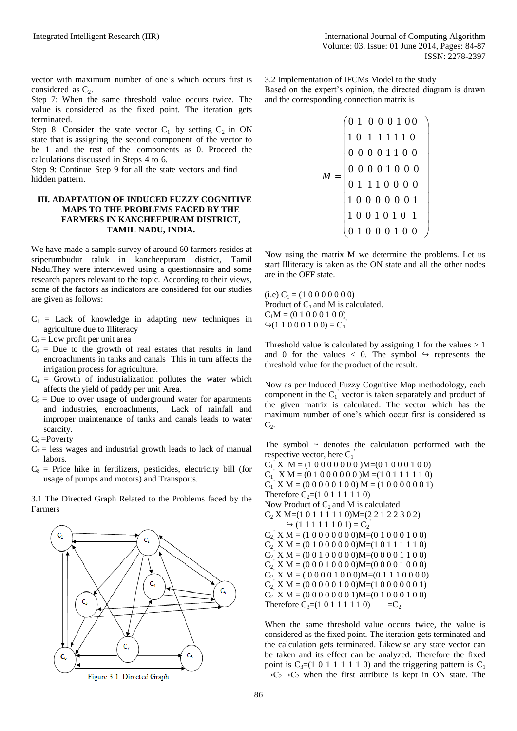vector with maximum number of one's which occurs first is considered as $C_2$.

Step 7: When the same threshold value occurs twice. The value is considered as the fixed point. The iteration gets terminated.

Step 8: Consider the state vector $C_1$ by setting $C_2$ in ON state that is assigning the second component of the vector to be 1 and the rest of the components as 0. Proceed the calculations discussed in Steps 4 to 6.

Step 9: Continue Step 9 for all the state vectors and find hidden pattern.

## III. ADAPTATION OF INDUCED FUZZY COGNITIVE MAPS TO THE PROBLEMS FACED BY THE FARMERS IN KANCHEEPURAM DISTRICT, TAMIL NADU, INDIA.

We have made a sample survey of around 60 farmers resides at sriperumbudur taluk in kancheepuram district, Tamil Nadu.They were interviewed using a questionnaire and some research papers relevant to the topic. According to their views, some of the factors as indicators are considered for our studies are given as follows:

- $C_1$ = Lack of knowledge in adapting new techniques in agriculture due to Illiteracy
- $C_2$ = Low profit per unit area
- $C_3$ = Due to the growth of real estates that results in land encroachments in tanks and canals This in turn affects the irrigation process for agriculture.
- $C_4$ = Growth of industrialization pollutes the water which affects the yield of paddy per unit Area.
- $C_5$ = Due to over usage of underground water for apartments and industries, encroachments, Lack of rainfall and improper maintenance of tanks and canals leads to water scarcity.
- $C_6$ =Poverty
- $C_7$ = less wages and industrial growth leads to lack of manual labors.
- $C_8$ = Price hike in fertilizers, pesticides, electricity bill (for usage of pumps and motors) and Transports.

3.1 The Directed Graph Related to the Problems faced by the Farmers

Figure 3.1: Directed Graph

3.2 Implementation of IFCMs Model to the study

Based on the expert's opinion, the directed diagram is drawn and the corresponding connection matrix is

$$M = \begin{pmatrix} 0 & 1 & 0 & 0 & 0 & 1 & 0 & 0 \\ 1 & 0 & 1 & 1 & 1 & 1 & 1 & 0 \\ 0 & 0 & 0 & 0 & 1 & 1 & 0 & 0 \\ 0 & 0 & 0 & 0 & 1 & 0 & 0 & 0 \\ 0 & 1 & 1 & 1 & 0 & 0 & 0 & 0 \\ 1 & 0 & 0 & 0 & 0 & 0 & 0 & 1 \\ 1 & 0 & 0 & 1 & 0 & 1 & 0 & 1 \\ 0 & 1 & 0 & 0 & 0 & 1 & 0 & 0 \end{pmatrix}$$

Now using the matrix M we determine the problems. Let us start Illiteracy is taken as the ON state and all the other nodes are in the OFF state.

(i.e) $C_1$ = (1 0 0 0 0 0 0 0)

Product of $C_1$ and M is calculated.

$C_1M$ = (0 1 0 0 0 1 0 0)

↪(1 1 0 0 0 1 0 0) = $C_1'$

Threshold value is calculated by assigning 1 for the values > 1 and 0 for the values < 0. The symbol ↪ represents the threshold value for the product of the result.

Now as per Induced Fuzzy Cognitive Map methodology, each component in the $C_1'$ vector is taken separately and product of the given matrix is calculated. The vector which has the maximum number of one's which occur first is considered as $C_2$.

The symbol ~ denotes the calculation performed with the respective vector, here $C_1'$

$C_1'$ X M = (1 0 0 0 0 0 0 0 )M=(0 1 0 0 0 1 0 0)
$C_1'$ X M = (0 1 0 0 0 0 0 0 )M =(1 0 1 1 1 1 1 0)
$C_1'$ X M = (0 0 0 0 0 1 0 0) M = (1 0 0 0 0 0 0 1)
Therefore $C_2$=(1 0 1 1 1 1 1 0)
Now Product of $C_2$ and M is calculated
$C_2$ X M=(1 0 1 1 1 1 1 0)M=(2 2 1 2 2 3 0 2)
↪ (1 1 1 1 1 1 0 1) = $C_2'$
$C_2'$ X M = (1 0 0 0 0 0 0 0)M=(0 1 0 0 0 1 0 0)
$C_2'$ X M = (0 1 0 0 0 0 0 0)M=(1 0 1 1 1 1 1 0)
$C_2'$ X M = (0 0 1 0 0 0 0 0)M=(0 0 0 0 1 1 0 0)
$C_2'$ X M = (0 0 0 1 0 0 0 0)M=(0 0 0 0 1 0 0 0)
$C_2'$ X M = ( 0 0 0 0 1 0 0 0)M=(0 1 1 1 0 0 0 0)
$C_2'$ X M = (0 0 0 0 0 1 0 0)M=(1 0 0 0 0 0 0 1)
$C_2'$ X M = (0 0 0 0 0 0 0 1)M=(0 1 0 0 0 1 0 0)
Therefore $C_3$=(1 0 1 1 1 1 1 0) $=C_2$.

When the same threshold value occurs twice, the value is considered as the fixed point. The iteration gets terminated and the calculation gets terminated. Likewise any state vector can be taken and its effect can be analyzed. Therefore the fixed point is $C_3$=(1 0 1 1 1 1 1 0) and the triggering pattern is $C_1 \rightarrow C_2 \rightarrow C_2$ when the first attribute is kept in ON state. The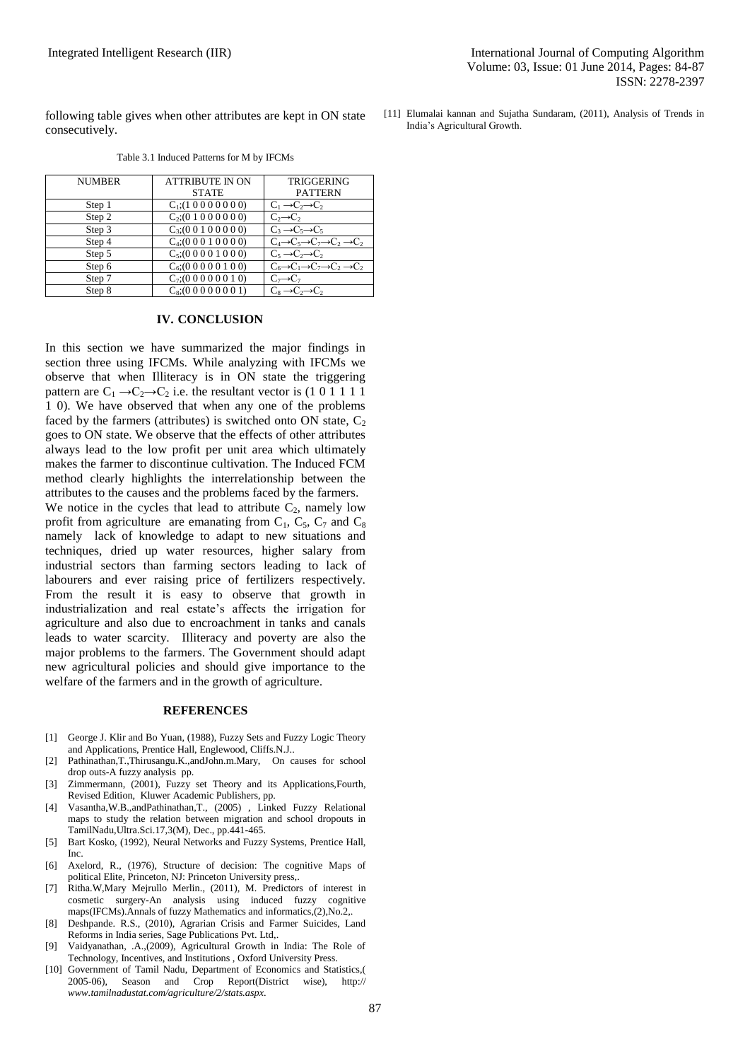following table gives when other attributes are kept in ON state consecutively.

Table 3.1 Induced Patterns for M by IFCMs

| NUMBER | ATTRIBUTE IN ON STATE | TRIGGERING PATTERN |
|---|---|---|
| Step 1 | $C_1$;(1 0 0 0 0 0 0 0) | $C_1 \rightarrow C_2 \rightarrow C_2$ |
| Step 2 | $C_2$;(0 1 0 0 0 0 0 0) | $C_2 \rightarrow C_2$ |
| Step 3 | $C_3$;(0 0 1 0 0 0 0 0) | $C_3 \rightarrow C_5 \rightarrow C_5$ |
| Step 4 | $C_4$;(0 0 0 1 0 0 0 0) | $C_4 \rightarrow C_5 \rightarrow C_7 \rightarrow C_2 \rightarrow C_2$ |
| Step 5 | $C_5$;(0 0 0 0 1 0 0 0) | $C_5 \rightarrow C_2 \rightarrow C_2$ |
| Step 6 | $C_6$;(0 0 0 0 0 1 0 0) | $C_6 \rightarrow C_1 \rightarrow C_7 \rightarrow C_2 \rightarrow C_2$ |
| Step 7 | $C_7$;(0 0 0 0 0 0 1 0) | $C_7 \rightarrow C_7$ |
| Step 8 | $C_8$;(0 0 0 0 0 0 0 1) | $C_8 \rightarrow C_2 \rightarrow C_2$ |

## IV. CONCLUSION

In this section we have summarized the major findings in section three using IFCMs. While analyzing with IFCMs we observe that when Illiteracy is in ON state the triggering pattern are $C_1 \rightarrow C_2 \rightarrow C_2$ i.e. the resultant vector is (1 0 1 1 1 1 1 0). We have observed that when any one of the problems faced by the farmers (attributes) is switched onto ON state, $C_2$ goes to ON state. We observe that the effects of other attributes always lead to the low profit per unit area which ultimately makes the farmer to discontinue cultivation. The Induced FCM method clearly highlights the interrelationship between the attributes to the causes and the problems faced by the farmers.

We notice in the cycles that lead to attribute $C_2$, namely low profit from agriculture are emanating from $C_1$, $C_5$, $C_7$ and $C_8$ namely lack of knowledge to adapt to new situations and techniques, dried up water resources, higher salary from industrial sectors than farming sectors leading to lack of labourers and ever raising price of fertilizers respectively. From the result it is easy to observe that growth in industrialization and real estate's affects the irrigation for agriculture and also due to encroachment in tanks and canals leads to water scarcity. Illiteracy and poverty are also the major problems to the farmers. The Government should adapt new agricultural policies and should give importance to the welfare of the farmers and in the growth of agriculture.

## REFERENCES

[1] George J. Klir and Bo Yuan, (1988), Fuzzy Sets and Fuzzy Logic Theory and Applications, Prentice Hall, Englewood, Cliffs.N.J..

[2] Pathinathan,T.,Thirusangu.K.,andJohn.m.Mary, On causes for school drop outs-A fuzzy analysis pp.

[3] Zimmermann, (2001), Fuzzy set Theory and its Applications,Fourth, Revised Edition, Kluwer Academic Publishers, pp.

[4] Vasantha,W.B.,andPathinathan,T., (2005) , Linked Fuzzy Relational maps to study the relation between migration and school dropouts in TamilNadu,Ultra.Sci.17,3(M), Dec., pp.441-465.

[5] Bart Kosko, (1992), Neural Networks and Fuzzy Systems, Prentice Hall, Inc.

[6] Axelord, R., (1976), Structure of decision: The cognitive Maps of political Elite, Princeton, NJ: Princeton University press,.

[7] Ritha.W,Mary Mejrullo Merlin., (2011), M. Predictors of interest in cosmetic surgery-An analysis using induced fuzzy cognitive maps(IFCMs).Annals of fuzzy Mathematics and informatics,(2),No.2,.

[8] Deshpande. R.S., (2010), Agrarian Crisis and Farmer Suicides, Land Reforms in India series, Sage Publications Pvt. Ltd,.

[9] Vaidyanathan, .A.,(2009), Agricultural Growth in India: The Role of Technology, Incentives, and Institutions , Oxford University Press.

[10] Government of Tamil Nadu, Department of Economics and Statistics,( 2005-06), Season and Crop Report(District wise), http:// *www.tamilnadustat.com/agriculture/2/stats.aspx*.

[11] Elumalai kannan and Sujatha Sundaram, (2011), Analysis of Trends in India's Agricultural Growth.